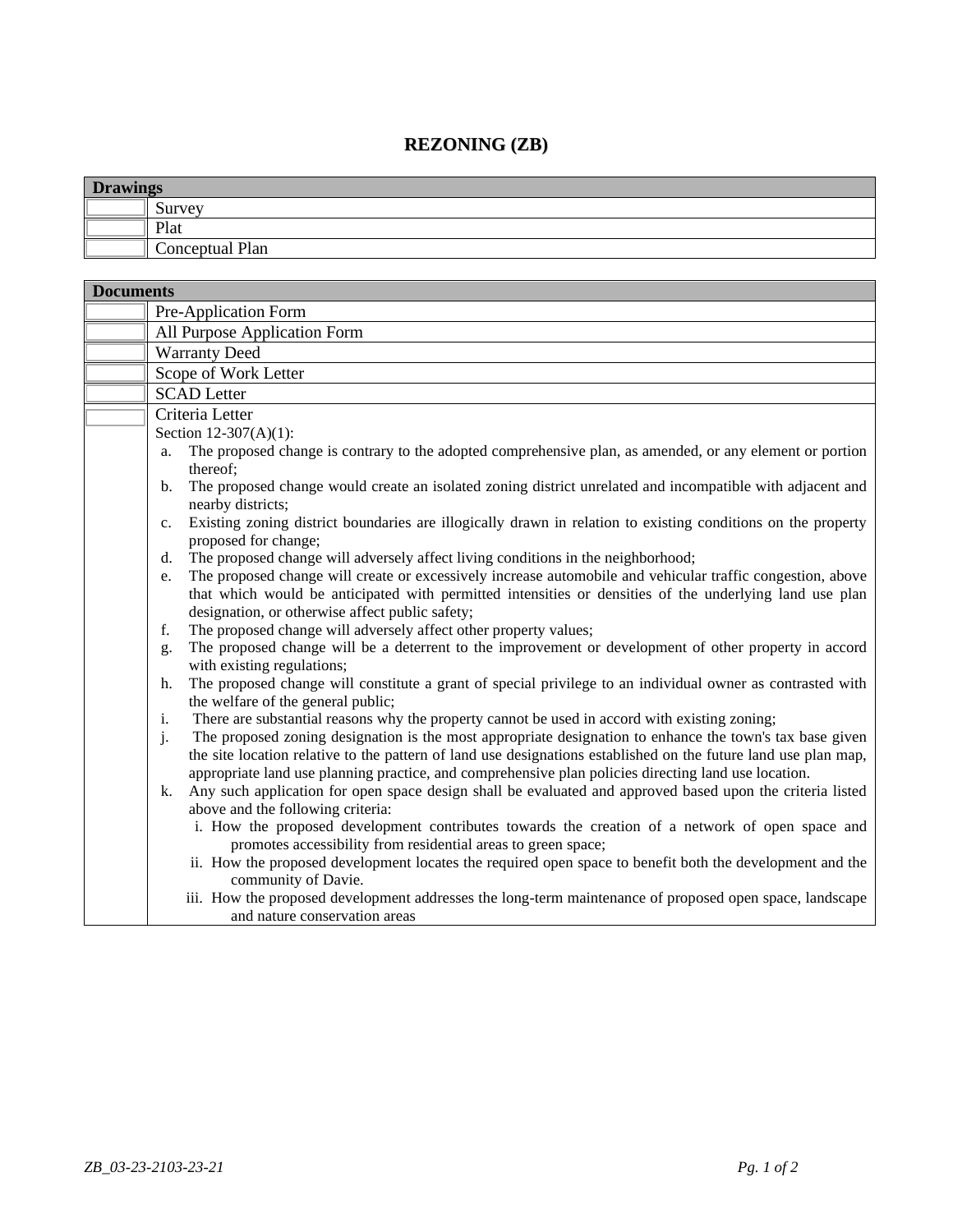# REZONING (ZB)

| | Drawings |
|---|---|
| | Survey |
| | Plat |
| | Conceptual Plan |

| | Documents |
|---|---|
| | Pre-Application Form |
| | All Purpose Application Form |
| | Warranty Deed |
| | Scope of Work Letter |
| | SCAD Letter |
| | Criteria Letter |

Section 12-307(A)(1):

a. The proposed change is contrary to the adopted comprehensive plan, as amended, or any element or portion thereof;
b. The proposed change would create an isolated zoning district unrelated and incompatible with adjacent and nearby districts;
c. Existing zoning district boundaries are illogically drawn in relation to existing conditions on the property proposed for change;
d. The proposed change will adversely affect living conditions in the neighborhood;
e. The proposed change will create or excessively increase automobile and vehicular traffic congestion, above that which would be anticipated with permitted intensities or densities of the underlying land use plan designation, or otherwise affect public safety;
f. The proposed change will adversely affect other property values;
g. The proposed change will be a deterrent to the improvement or development of other property in accord with existing regulations;
h. The proposed change will constitute a grant of special privilege to an individual owner as contrasted with the welfare of the general public;
i. There are substantial reasons why the property cannot be used in accord with existing zoning;
j. The proposed zoning designation is the most appropriate designation to enhance the town's tax base given the site location relative to the pattern of land use designations established on the future land use plan map, appropriate land use planning practice, and comprehensive plan policies directing land use location.
k. Any such application for open space design shall be evaluated and approved based upon the criteria listed above and the following criteria:
   i. How the proposed development contributes towards the creation of a network of open space and promotes accessibility from residential areas to green space;
   ii. How the proposed development locates the required open space to benefit both the development and the community of Davie.
   iii. How the proposed development addresses the long-term maintenance of proposed open space, landscape and nature conservation areas

*ZB_03-23-2103-23-21*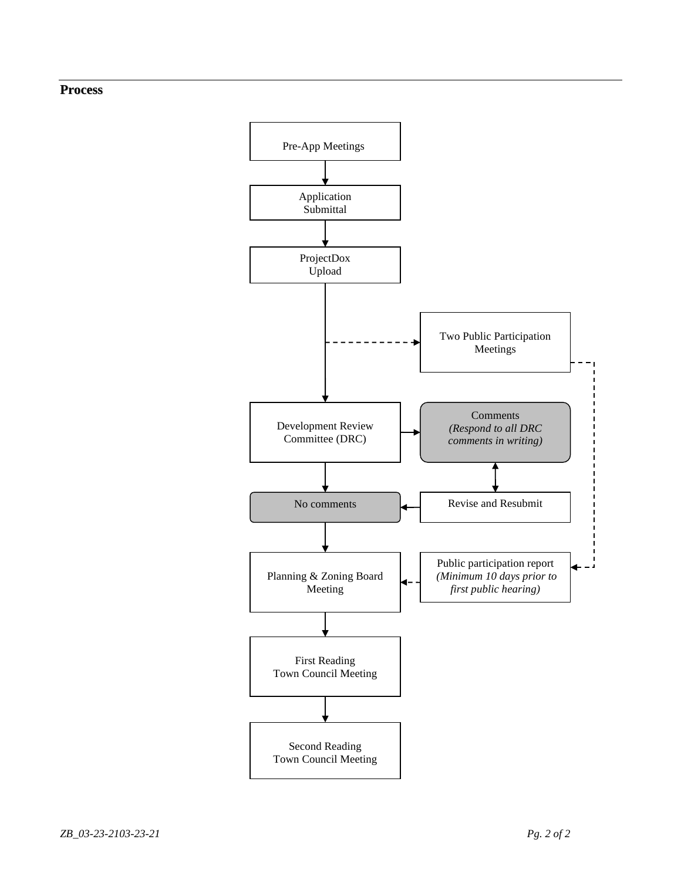## Process

Pre-App Meetings

Application Submittal

ProjectDox Upload

Two Public Participation Meetings

Development Review Committee (DRC)

Comments
*(Respond to all DRC comments in writing)*

No comments

Revise and Resubmit

Planning & Zoning Board Meeting

Public participation report
*(Minimum 10 days prior to first public hearing)*

First Reading
Town Council Meeting

Second Reading
Town Council Meeting